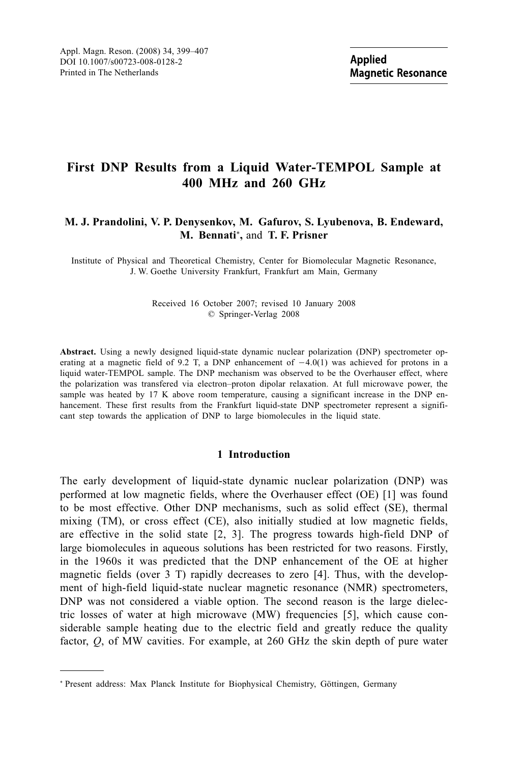# First DNP Results from a Liquid Water-TEMPOL Sample at 400 MHz and 260 GHz

**M. J. Prandolini, V. P. Denysenkov, M. Gafurov, S. Lyubenova, B. Endeward, M. Bennati*, and T. F. Prisner**

Institute of Physical and Theoretical Chemistry, Center for Biomolecular Magnetic Resonance, J. W. Goethe University Frankfurt, Frankfurt am Main, Germany

Received 16 October 2007; revised 10 January 2008
© Springer-Verlag 2008

**Abstract.** Using a newly designed liquid-state dynamic nuclear polarization (DNP) spectrometer operating at a magnetic field of 9.2 T, a DNP enhancement of −4.0(1) was achieved for protons in a liquid water-TEMPOL sample. The DNP mechanism was observed to be the Overhauser effect, where the polarization was transfered via electron–proton dipolar relaxation. At full microwave power, the sample was heated by 17 K above room temperature, causing a significant increase in the DNP enhancement. These first results from the Frankfurt liquid-state DNP spectrometer represent a significant step towards the application of DNP to large biomolecules in the liquid state.

## 1 Introduction

The early development of liquid-state dynamic nuclear polarization (DNP) was performed at low magnetic fields, where the Overhauser effect (OE) [1] was found to be most effective. Other DNP mechanisms, such as solid effect (SE), thermal mixing (TM), or cross effect (CE), also initially studied at low magnetic fields, are effective in the solid state [2, 3]. The progress towards high-field DNP of large biomolecules in aqueous solutions has been restricted for two reasons. Firstly, in the 1960s it was predicted that the DNP enhancement of the OE at higher magnetic fields (over 3 T) rapidly decreases to zero [4]. Thus, with the development of high-field liquid-state nuclear magnetic resonance (NMR) spectrometers, DNP was not considered a viable option. The second reason is the large dielectric losses of water at high microwave (MW) frequencies [5], which cause considerable sample heating due to the electric field and greatly reduce the quality factor, $Q$, of MW cavities. For example, at 260 GHz the skin depth of pure water

---

* Present address: Max Planck Institute for Biophysical Chemistry, Göttingen, Germany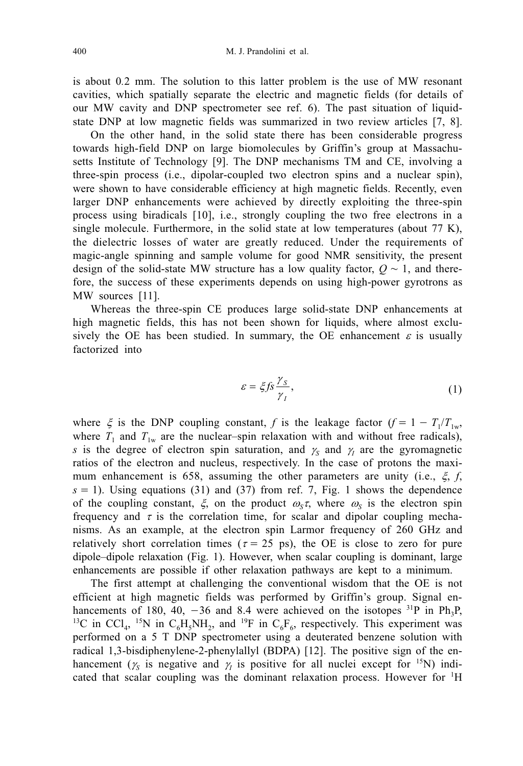is about 0.2 mm. The solution to this latter problem is the use of MW resonant cavities, which spatially separate the electric and magnetic fields (for details of our MW cavity and DNP spectrometer see ref. 6). The past situation of liquid-state DNP at low magnetic fields was summarized in two review articles [7, 8].

On the other hand, in the solid state there has been considerable progress towards high-field DNP on large biomolecules by Griffin's group at Massachusetts Institute of Technology [9]. The DNP mechanisms TM and CE, involving a three-spin process (i.e., dipolar-coupled two electron spins and a nuclear spin), were shown to have considerable efficiency at high magnetic fields. Recently, even larger DNP enhancements were achieved by directly exploiting the three-spin process using biradicals [10], i.e., strongly coupling the two free electrons in a single molecule. Furthermore, in the solid state at low temperatures (about 77 K), the dielectric losses of water are greatly reduced. Under the requirements of magic-angle spinning and sample volume for good NMR sensitivity, the present design of the solid-state MW structure has a low quality factor, $Q \sim 1$, and therefore, the success of these experiments depends on using high-power gyrotrons as MW sources [11].

Whereas the three-spin CE produces large solid-state DNP enhancements at high magnetic fields, this has not been shown for liquids, where almost exclusively the OE has been studied. In summary, the OE enhancement $\varepsilon$ is usually factorized into

$$\varepsilon = \xi f s \frac{\gamma_S}{\gamma_I}, \tag{1}$$

where $\xi$ is the DNP coupling constant, $f$ is the leakage factor ($f = 1 - T_1/T_{1w}$, where $T_1$ and $T_{1w}$ are the nuclear–spin relaxation with and without free radicals), $s$ is the degree of electron spin saturation, and $\gamma_S$ and $\gamma_I$ are the gyromagnetic ratios of the electron and nucleus, respectively. In the case of protons the maximum enhancement is 658, assuming the other parameters are unity (i.e., $\xi$, $f$, $s = 1$). Using equations (31) and (37) from ref. 7, Fig. 1 shows the dependence of the coupling constant, $\xi$, on the product $\omega_S \tau$, where $\omega_S$ is the electron spin frequency and $\tau$ is the correlation time, for scalar and dipolar coupling mechanisms. As an example, at the electron spin Larmor frequency of 260 GHz and relatively short correlation times ($\tau = 25$ ps), the OE is close to zero for pure dipole–dipole relaxation (Fig. 1). However, when scalar coupling is dominant, large enhancements are possible if other relaxation pathways are kept to a minimum.

The first attempt at challenging the conventional wisdom that the OE is not efficient at high magnetic fields was performed by Griffin's group. Signal enhancements of 180, 40, −36 and 8.4 were achieved on the isotopes $^{31}P$ in $Ph_3P$, $^{13}C$ in $CCl_4$, $^{15}N$ in $C_6H_5NH_2$, and $^{19}F$ in $C_6F_6$, respectively. This experiment was performed on a 5 T DNP spectrometer using a deuterated benzene solution with radical 1,3-bisdiphenylene-2-phenylallyl (BDPA) [12]. The positive sign of the enhancement ($\gamma_S$ is negative and $\gamma_I$ is positive for all nuclei except for $^{15}N$) indicated that scalar coupling was the dominant relaxation process. However for $^{1}H$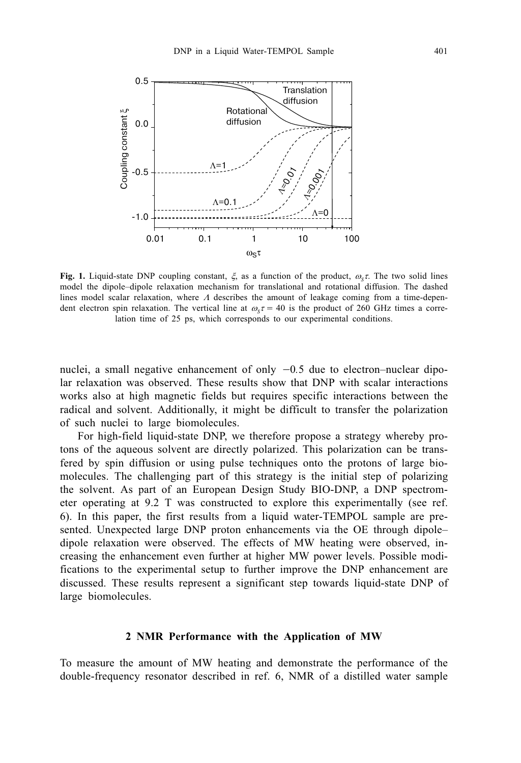Fig. 1. Liquid-state DNP coupling constant, $\xi$, as a function of the product, $\omega_S\tau$. The two solid lines model the dipole–dipole relaxation mechanism for translational and rotational diffusion. The dashed lines model scalar relaxation, where $\Lambda$ describes the amount of leakage coming from a time-dependent electron spin relaxation. The vertical line at $\omega_S\tau = 40$ is the product of 260 GHz times a correlation time of 25 ps, which corresponds to our experimental conditions.

nuclei, a small negative enhancement of only $-0.5$ due to electron–nuclear dipolar relaxation was observed. These results show that DNP with scalar interactions works also at high magnetic fields but requires specific interactions between the radical and solvent. Additionally, it might be difficult to transfer the polarization of such nuclei to large biomolecules.

For high-field liquid-state DNP, we therefore propose a strategy whereby protons of the aqueous solvent are directly polarized. This polarization can be transfered by spin diffusion or using pulse techniques onto the protons of large biomolecules. The challenging part of this strategy is the initial step of polarizing the solvent. As part of an European Design Study BIO-DNP, a DNP spectrometer operating at 9.2 T was constructed to explore this experimentally (see ref. 6). In this paper, the first results from a liquid water-TEMPOL sample are presented. Unexpected large DNP proton enhancements via the OE through dipole–dipole relaxation were observed. The effects of MW heating were observed, increasing the enhancement even further at higher MW power levels. Possible modifications to the experimental setup to further improve the DNP enhancement are discussed. These results represent a significant step towards liquid-state DNP of large biomolecules.

## 2 NMR Performance with the Application of MW

To measure the amount of MW heating and demonstrate the performance of the double-frequency resonator described in ref. 6, NMR of a distilled water sample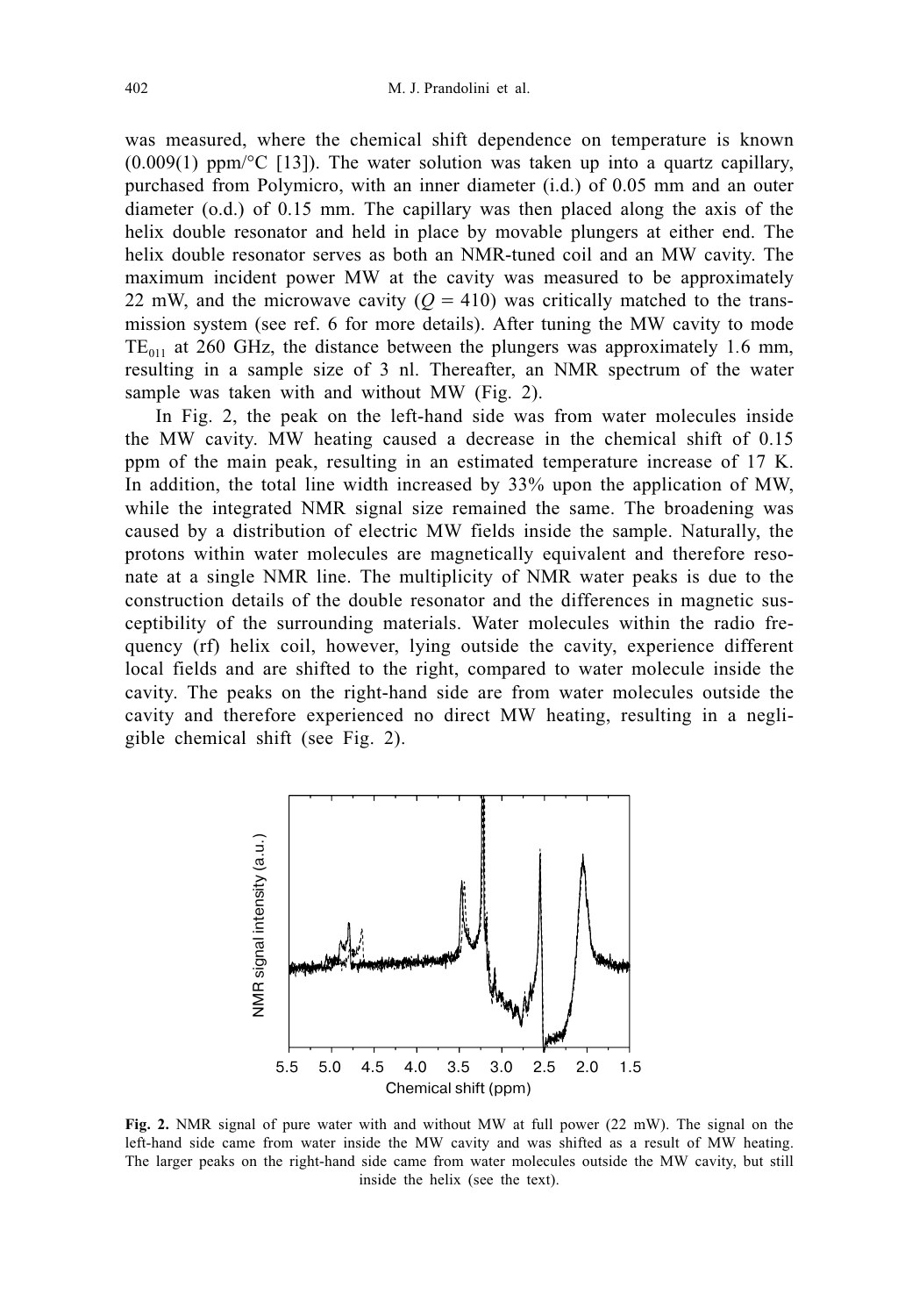was measured, where the chemical shift dependence on temperature is known (0.009(1) ppm/°C [13]). The water solution was taken up into a quartz capillary, purchased from Polymicro, with an inner diameter (i.d.) of 0.05 mm and an outer diameter (o.d.) of 0.15 mm. The capillary was then placed along the axis of the helix double resonator and held in place by movable plungers at either end. The helix double resonator serves as both an NMR-tuned coil and an MW cavity. The maximum incident power MW at the cavity was measured to be approximately 22 mW, and the microwave cavity ($Q = 410$) was critically matched to the transmission system (see ref. 6 for more details). After tuning the MW cavity to mode $TE_{011}$ at 260 GHz, the distance between the plungers was approximately 1.6 mm, resulting in a sample size of 3 nl. Thereafter, an NMR spectrum of the water sample was taken with and without MW (Fig. 2).

In Fig. 2, the peak on the left-hand side was from water molecules inside the MW cavity. MW heating caused a decrease in the chemical shift of 0.15 ppm of the main peak, resulting in an estimated temperature increase of 17 K. In addition, the total line width increased by 33% upon the application of MW, while the integrated NMR signal size remained the same. The broadening was caused by a distribution of electric MW fields inside the sample. Naturally, the protons within water molecules are magnetically equivalent and therefore resonate at a single NMR line. The multiplicity of NMR water peaks is due to the construction details of the double resonator and the differences in magnetic susceptibility of the surrounding materials. Water molecules within the radio frequency (rf) helix coil, however, lying outside the cavity, experience different local fields and are shifted to the right, compared to water molecule inside the cavity. The peaks on the right-hand side are from water molecules outside the cavity and therefore experienced no direct MW heating, resulting in a negligible chemical shift (see Fig. 2).

**Fig. 2.** NMR signal of pure water with and without MW at full power (22 mW). The signal on the left-hand side came from water inside the MW cavity and was shifted as a result of MW heating. The larger peaks on the right-hand side came from water molecules outside the MW cavity, but still inside the helix (see the text).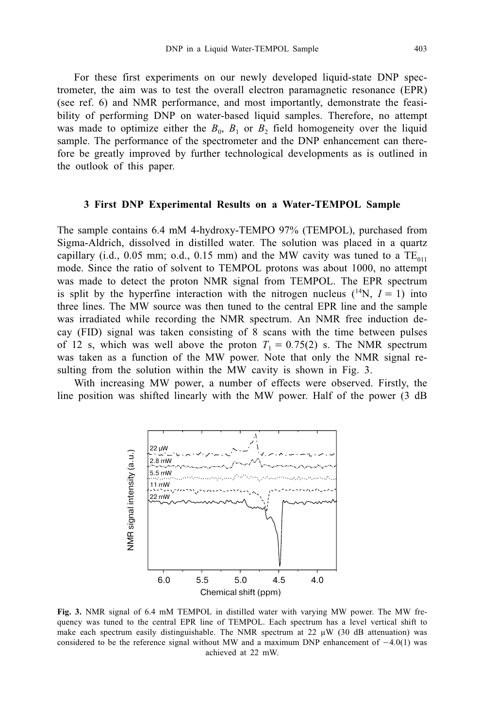For these first experiments on our newly developed liquid-state DNP spectrometer, the aim was to test the overall electron paramagnetic resonance (EPR) (see ref. 6) and NMR performance, and most importantly, demonstrate the feasibility of performing DNP on water-based liquid samples. Therefore, no attempt was made to optimize either the $B_0$, $B_1$ or $B_2$ field homogeneity over the liquid sample. The performance of the spectrometer and the DNP enhancement can therefore be greatly improved by further technological developments as is outlined in the outlook of this paper.

## 3 First DNP Experimental Results on a Water-TEMPOL Sample

The sample contains 6.4 mM 4-hydroxy-TEMPO 97% (TEMPOL), purchased from Sigma-Aldrich, dissolved in distilled water. The solution was placed in a quartz capillary (i.d., 0.05 mm; o.d., 0.15 mm) and the MW cavity was tuned to a $TE_{011}$ mode. Since the ratio of solvent to TEMPOL protons was about 1000, no attempt was made to detect the proton NMR signal from TEMPOL. The EPR spectrum is split by the hyperfine interaction with the nitrogen nucleus ($^{14}N$, $I = 1$) into three lines. The MW source was then tuned to the central EPR line and the sample was irradiated while recording the NMR spectrum. An NMR free induction decay (FID) signal was taken consisting of 8 scans with the time between pulses of 12 s, which was well above the proton $T_1 = 0.75(2)$ s. The NMR spectrum was taken as a function of the MW power. Note that only the NMR signal resulting from the solution within the MW cavity is shown in Fig. 3.

With increasing MW power, a number of effects were observed. Firstly, the line position was shifted linearly with the MW power. Half of the power (3 dB

**Fig. 3.** NMR signal of 6.4 mM TEMPOL in distilled water with varying MW power. The MW frequency was tuned to the central EPR line of TEMPOL. Each spectrum has a level vertical shift to make each spectrum easily distinguishable. The NMR spectrum at 22 μW (30 dB attenuation) was considered to be the reference signal without MW and a maximum DNP enhancement of −4.0(1) was achieved at 22 mW.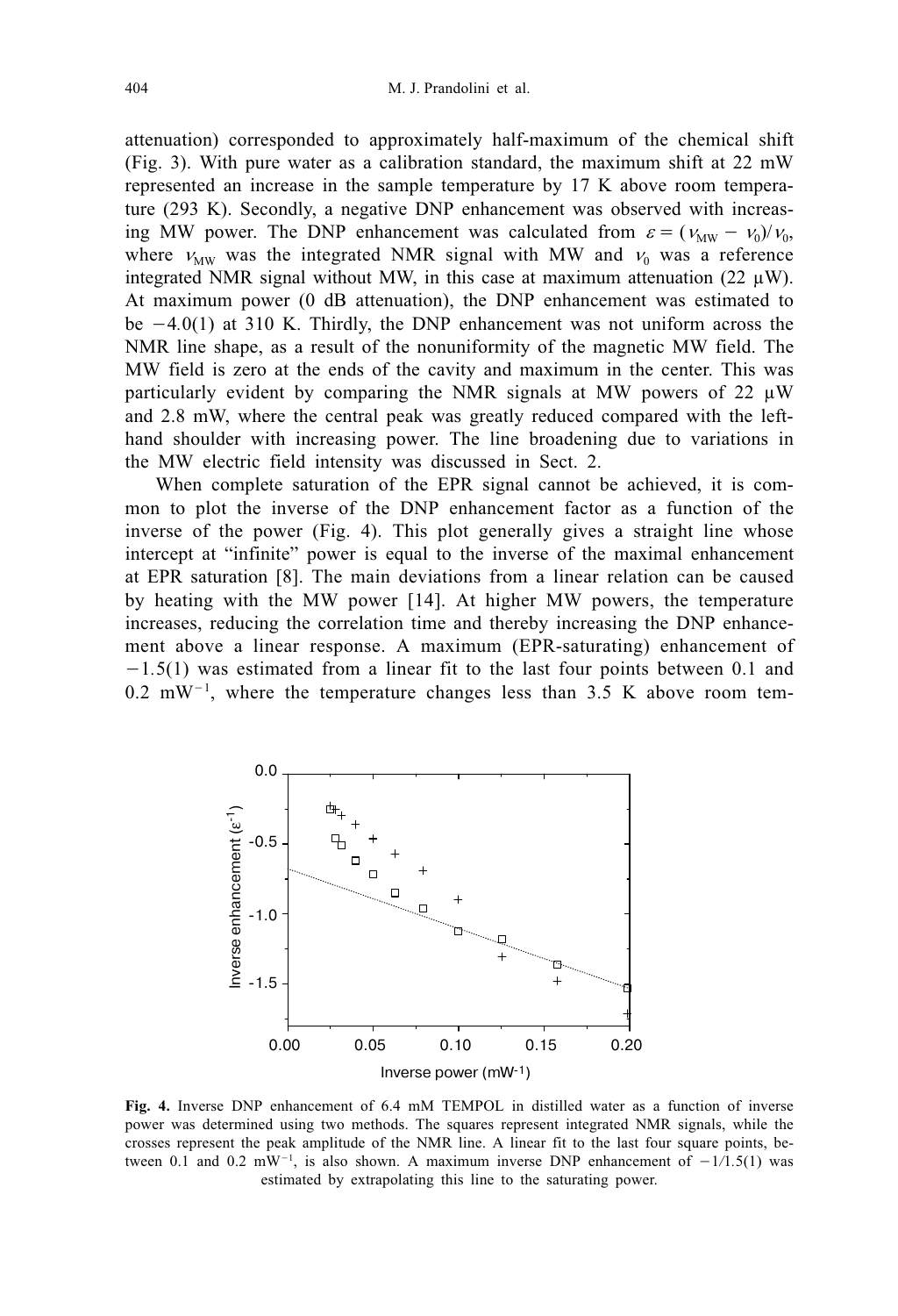attenuation) corresponded to approximately half-maximum of the chemical shift (Fig. 3). With pure water as a calibration standard, the maximum shift at 22 mW represented an increase in the sample temperature by 17 K above room temperature (293 K). Secondly, a negative DNP enhancement was observed with increasing MW power. The DNP enhancement was calculated from $\varepsilon = (\nu_{MW} - \nu_0)/\nu_0$, where $\nu_{MW}$ was the integrated NMR signal with MW and $\nu_0$ was a reference integrated NMR signal without MW, in this case at maximum attenuation (22 μW). At maximum power (0 dB attenuation), the DNP enhancement was estimated to be −4.0(1) at 310 K. Thirdly, the DNP enhancement was not uniform across the NMR line shape, as a result of the nonuniformity of the magnetic MW field. The MW field is zero at the ends of the cavity and maximum in the center. This was particularly evident by comparing the NMR signals at MW powers of 22 μW and 2.8 mW, where the central peak was greatly reduced compared with the left-hand shoulder with increasing power. The line broadening due to variations in the MW electric field intensity was discussed in Sect. 2.

When complete saturation of the EPR signal cannot be achieved, it is common to plot the inverse of the DNP enhancement factor as a function of the inverse of the power (Fig. 4). This plot generally gives a straight line whose intercept at "infinite" power is equal to the inverse of the maximal enhancement at EPR saturation [8]. The main deviations from a linear relation can be caused by heating with the MW power [14]. At higher MW powers, the temperature increases, reducing the correlation time and thereby increasing the DNP enhancement above a linear response. A maximum (EPR-saturating) enhancement of −1.5(1) was estimated from a linear fit to the last four points between 0.1 and 0.2 $mW^{-1}$, where the temperature changes less than 3.5 K above room tem-

**Fig. 4.** Inverse DNP enhancement of 6.4 mM TEMPOL in distilled water as a function of inverse power was determined using two methods. The squares represent integrated NMR signals, while the crosses represent the peak amplitude of the NMR line. A linear fit to the last four square points, between 0.1 and 0.2 $mW^{-1}$, is also shown. A maximum inverse DNP enhancement of −1/1.5(1) was estimated by extrapolating this line to the saturating power.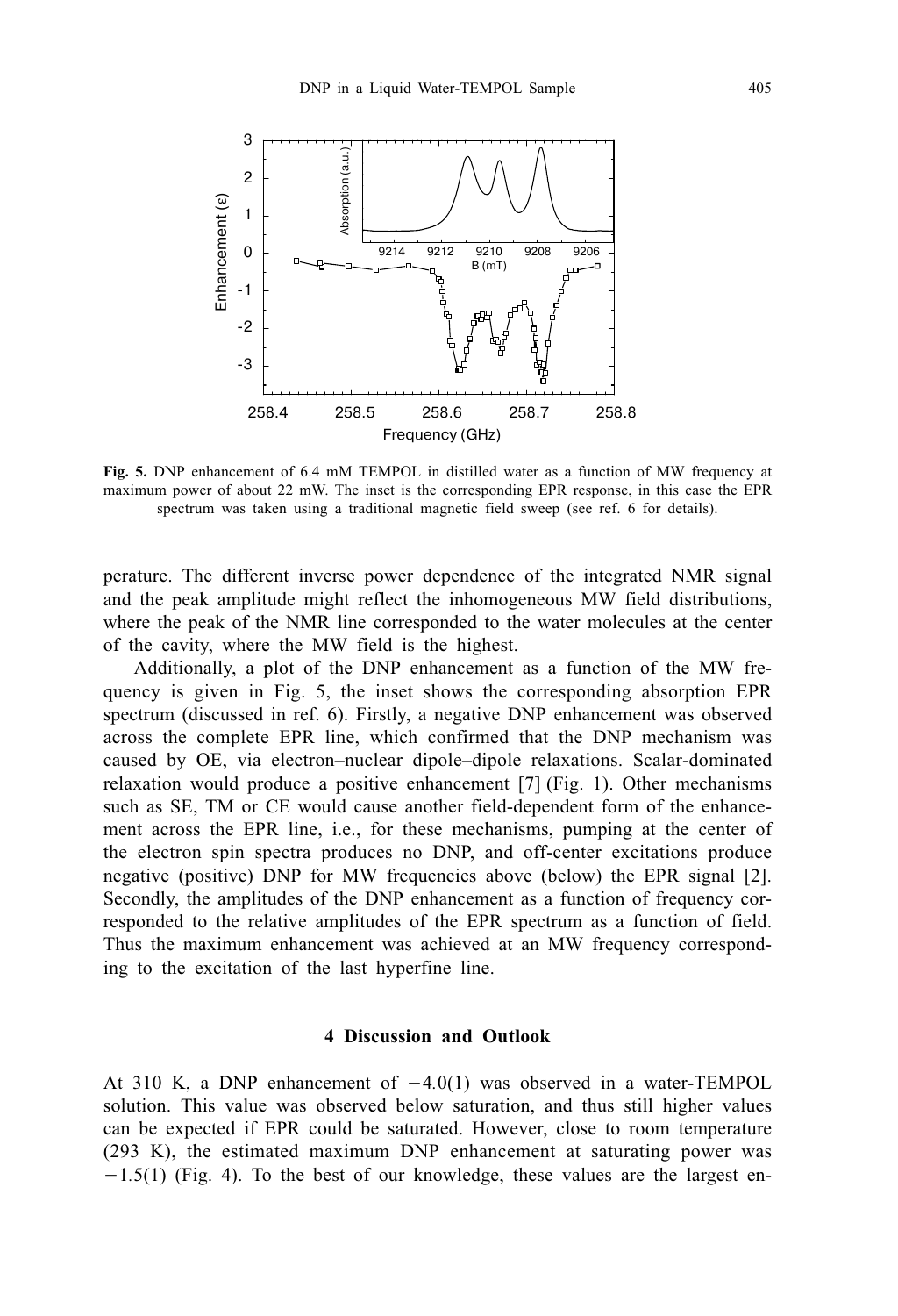**Fig. 5.** DNP enhancement of 6.4 mM TEMPOL in distilled water as a function of MW frequency at maximum power of about 22 mW. The inset is the corresponding EPR response, in this case the EPR spectrum was taken using a traditional magnetic field sweep (see ref. 6 for details).

perature. The different inverse power dependence of the integrated NMR signal and the peak amplitude might reflect the inhomogeneous MW field distributions, where the peak of the NMR line corresponded to the water molecules at the center of the cavity, where the MW field is the highest.

Additionally, a plot of the DNP enhancement as a function of the MW frequency is given in Fig. 5, the inset shows the corresponding absorption EPR spectrum (discussed in ref. 6). Firstly, a negative DNP enhancement was observed across the complete EPR line, which confirmed that the DNP mechanism was caused by OE, via electron–nuclear dipole–dipole relaxations. Scalar-dominated relaxation would produce a positive enhancement [7] (Fig. 1). Other mechanisms such as SE, TM or CE would cause another field-dependent form of the enhancement across the EPR line, i.e., for these mechanisms, pumping at the center of the electron spin spectra produces no DNP, and off-center excitations produce negative (positive) DNP for MW frequencies above (below) the EPR signal [2]. Secondly, the amplitudes of the DNP enhancement as a function of frequency corresponded to the relative amplitudes of the EPR spectrum as a function of field. Thus the maximum enhancement was achieved at an MW frequency corresponding to the excitation of the last hyperfine line.

## 4 Discussion and Outlook

At 310 K, a DNP enhancement of $-4.0(1)$ was observed in a water-TEMPOL solution. This value was observed below saturation, and thus still higher values can be expected if EPR could be saturated. However, close to room temperature (293 K), the estimated maximum DNP enhancement at saturating power was $-1.5(1)$ (Fig. 4). To the best of our knowledge, these values are the largest en-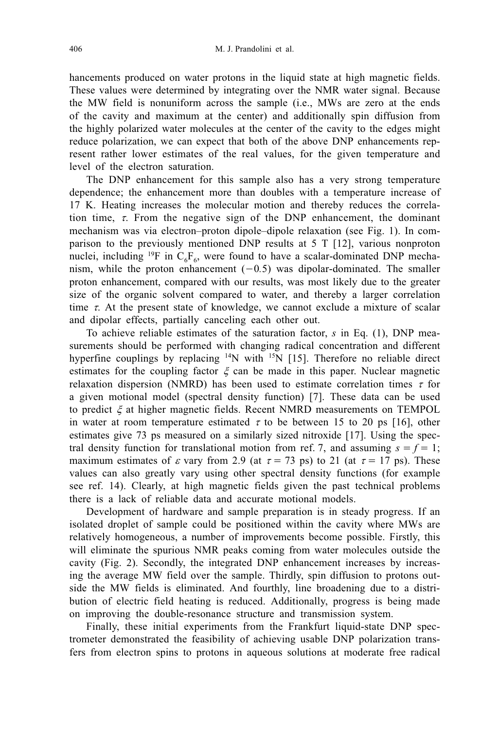hancements produced on water protons in the liquid state at high magnetic fields. These values were determined by integrating over the NMR water signal. Because the MW field is nonuniform across the sample (i.e., MWs are zero at the ends of the cavity and maximum at the center) and additionally spin diffusion from the highly polarized water molecules at the center of the cavity to the edges might reduce polarization, we can expect that both of the above DNP enhancements represent rather lower estimates of the real values, for the given temperature and level of the electron saturation.

The DNP enhancement for this sample also has a very strong temperature dependence; the enhancement more than doubles with a temperature increase of 17 K. Heating increases the molecular motion and thereby reduces the correlation time, $\tau$. From the negative sign of the DNP enhancement, the dominant mechanism was via electron–proton dipole–dipole relaxation (see Fig. 1). In comparison to the previously mentioned DNP results at 5 T [12], various nonproton nuclei, including $^{19}F$ in $C_6F_6$, were found to have a scalar-dominated DNP mechanism, while the proton enhancement ($-0.5$) was dipolar-dominated. The smaller proton enhancement, compared with our results, was most likely due to the greater size of the organic solvent compared to water, and thereby a larger correlation time $\tau$. At the present state of knowledge, we cannot exclude a mixture of scalar and dipolar effects, partially canceling each other out.

To achieve reliable estimates of the saturation factor, $s$ in Eq. (1), DNP measurements should be performed with changing radical concentration and different hyperfine couplings by replacing $^{14}N$ with $^{15}N$ [15]. Therefore no reliable direct estimates for the coupling factor $\xi$ can be made in this paper. Nuclear magnetic relaxation dispersion (NMRD) has been used to estimate correlation times $\tau$ for a given motional model (spectral density function) [7]. These data can be used to predict $\xi$ at higher magnetic fields. Recent NMRD measurements on TEMPOL in water at room temperature estimated $\tau$ to be between 15 to 20 ps [16], other estimates give 73 ps measured on a similarly sized nitroxide [17]. Using the spectral density function for translational motion from ref. 7, and assuming $s = f = 1$; maximum estimates of $\varepsilon$ vary from 2.9 (at $\tau = 73$ ps) to 21 (at $\tau = 17$ ps). These values can also greatly vary using other spectral density functions (for example see ref. 14). Clearly, at high magnetic fields given the past technical problems there is a lack of reliable data and accurate motional models.

Development of hardware and sample preparation is in steady progress. If an isolated droplet of sample could be positioned within the cavity where MWs are relatively homogeneous, a number of improvements become possible. Firstly, this will eliminate the spurious NMR peaks coming from water molecules outside the cavity (Fig. 2). Secondly, the integrated DNP enhancement increases by increasing the average MW field over the sample. Thirdly, spin diffusion to protons outside the MW fields is eliminated. And fourthly, line broadening due to a distribution of electric field heating is reduced. Additionally, progress is being made on improving the double-resonance structure and transmission system.

Finally, these initial experiments from the Frankfurt liquid-state DNP spectrometer demonstrated the feasibility of achieving usable DNP polarization transfers from electron spins to protons in aqueous solutions at moderate free radical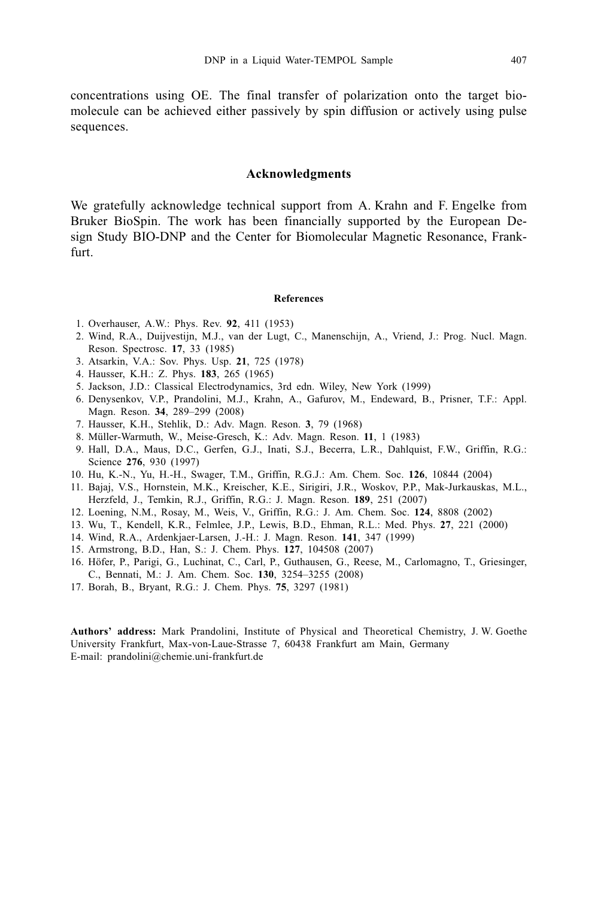concentrations using OE. The final transfer of polarization onto the target biomolecule can be achieved either passively by spin diffusion or actively using pulse sequences.

## Acknowledgments

We gratefully acknowledge technical support from A. Krahn and F. Engelke from Bruker BioSpin. The work has been financially supported by the European Design Study BIO-DNP and the Center for Biomolecular Magnetic Resonance, Frankfurt.

### References

1. Overhauser, A.W.: Phys. Rev. **92**, 411 (1953)
2. Wind, R.A., Duijvestijn, M.J., van der Lugt, C., Manenschijn, A., Vriend, J.: Prog. Nucl. Magn. Reson. Spectrosc. **17**, 33 (1985)
3. Atsarkin, V.A.: Sov. Phys. Usp. **21**, 725 (1978)
4. Hausser, K.H.: Z. Phys. **183**, 265 (1965)
5. Jackson, J.D.: Classical Electrodynamics, 3rd edn. Wiley, New York (1999)
6. Denysenkov, V.P., Prandolini, M.J., Krahn, A., Gafurov, M., Endeward, B., Prisner, T.F.: Appl. Magn. Reson. **34**, 289–299 (2008)
7. Hausser, K.H., Stehlik, D.: Adv. Magn. Reson. **3**, 79 (1968)
8. Müller-Warmuth, W., Meise-Gresch, K.: Adv. Magn. Reson. **11**, 1 (1983)
9. Hall, D.A., Maus, D.C., Gerfen, G.J., Inati, S.J., Becerra, L.R., Dahlquist, F.W., Griffin, R.G.: Science **276**, 930 (1997)
10. Hu, K.-N., Yu, H.-H., Swager, T.M., Griffin, R.G.J.: Am. Chem. Soc. **126**, 10844 (2004)
11. Bajaj, V.S., Hornstein, M.K., Kreischer, K.E., Sirigiri, J.R., Woskov, P.P., Mak-Jurkauskas, M.L., Herzfeld, J., Temkin, R.J., Griffin, R.G.: J. Magn. Reson. **189**, 251 (2007)
12. Loening, N.M., Rosay, M., Weis, V., Griffin, R.G.: J. Am. Chem. Soc. **124**, 8808 (2002)
13. Wu, T., Kendell, K.R., Felmlee, J.P., Lewis, B.D., Ehman, R.L.: Med. Phys. **27**, 221 (2000)
14. Wind, R.A., Ardenkjaer-Larsen, J.-H.: J. Magn. Reson. **141**, 347 (1999)
15. Armstrong, B.D., Han, S.: J. Chem. Phys. **127**, 104508 (2007)
16. Höfer, P., Parigi, G., Luchinat, C., Carl, P., Guthausen, G., Reese, M., Carlomagno, T., Griesinger, C., Bennati, M.: J. Am. Chem. Soc. **130**, 3254–3255 (2008)
17. Borah, B., Bryant, R.G.: J. Chem. Phys. **75**, 3297 (1981)

**Authors' address:** Mark Prandolini, Institute of Physical and Theoretical Chemistry, J. W. Goethe University Frankfurt, Max-von-Laue-Strasse 7, 60438 Frankfurt am Main, Germany
E-mail: prandolini@chemie.uni-frankfurt.de